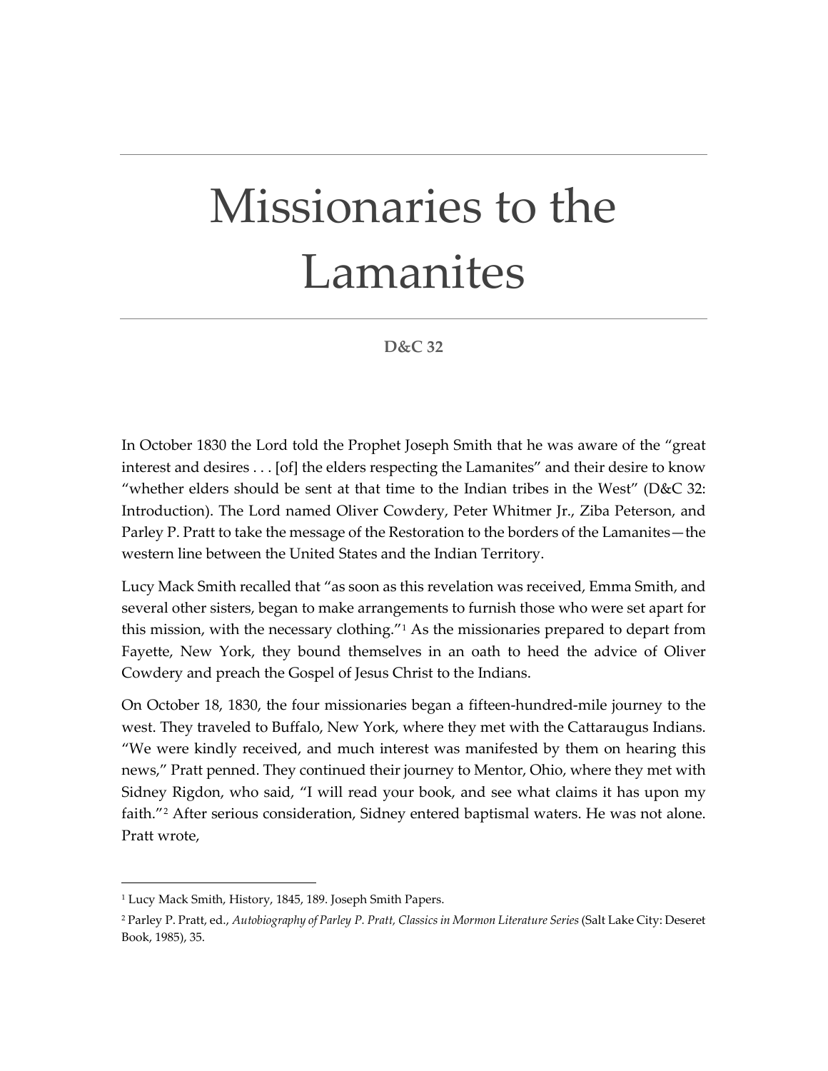# Missionaries to the Lamanites

**D&C 32**

In October 1830 the Lord told the Prophet Joseph Smith that he was aware of the "great interest and desires . . . [of] the elders respecting the Lamanites" and their desire to know "whether elders should be sent at that time to the Indian tribes in the West" (D&C 32: Introduction). The Lord named Oliver Cowdery, Peter Whitmer Jr., Ziba Peterson, and Parley P. Pratt to take the message of the Restoration to the borders of the Lamanites—the western line between the United States and the Indian Territory.

Lucy Mack Smith recalled that "as soon as this revelation was received, Emma Smith, and several other sisters, began to make arrangements to furnish those who were set apart for this mission, with the necessary clothing."[1] As the missionaries prepared to depart from Fayette, New York, they bound themselves in an oath to heed the advice of Oliver Cowdery and preach the Gospel of Jesus Christ to the Indians.

On October 18, 1830, the four missionaries began a fifteen-hundred-mile journey to the west. They traveled to Buffalo, New York, where they met with the Cattaraugus Indians. "We were kindly received, and much interest was manifested by them on hearing this news," Pratt penned. They continued their journey to Mentor, Ohio, where they met with Sidney Rigdon, who said, "I will read your book, and see what claims it has upon my faith."[2] After serious consideration, Sidney entered baptismal waters. He was not alone. Pratt wrote,

---

[1] Lucy Mack Smith, History, 1845, 189. Joseph Smith Papers.

[2] Parley P. Pratt, ed., *Autobiography of Parley P. Pratt, Classics in Mormon Literature Series* (Salt Lake City: Deseret Book, 1985), 35.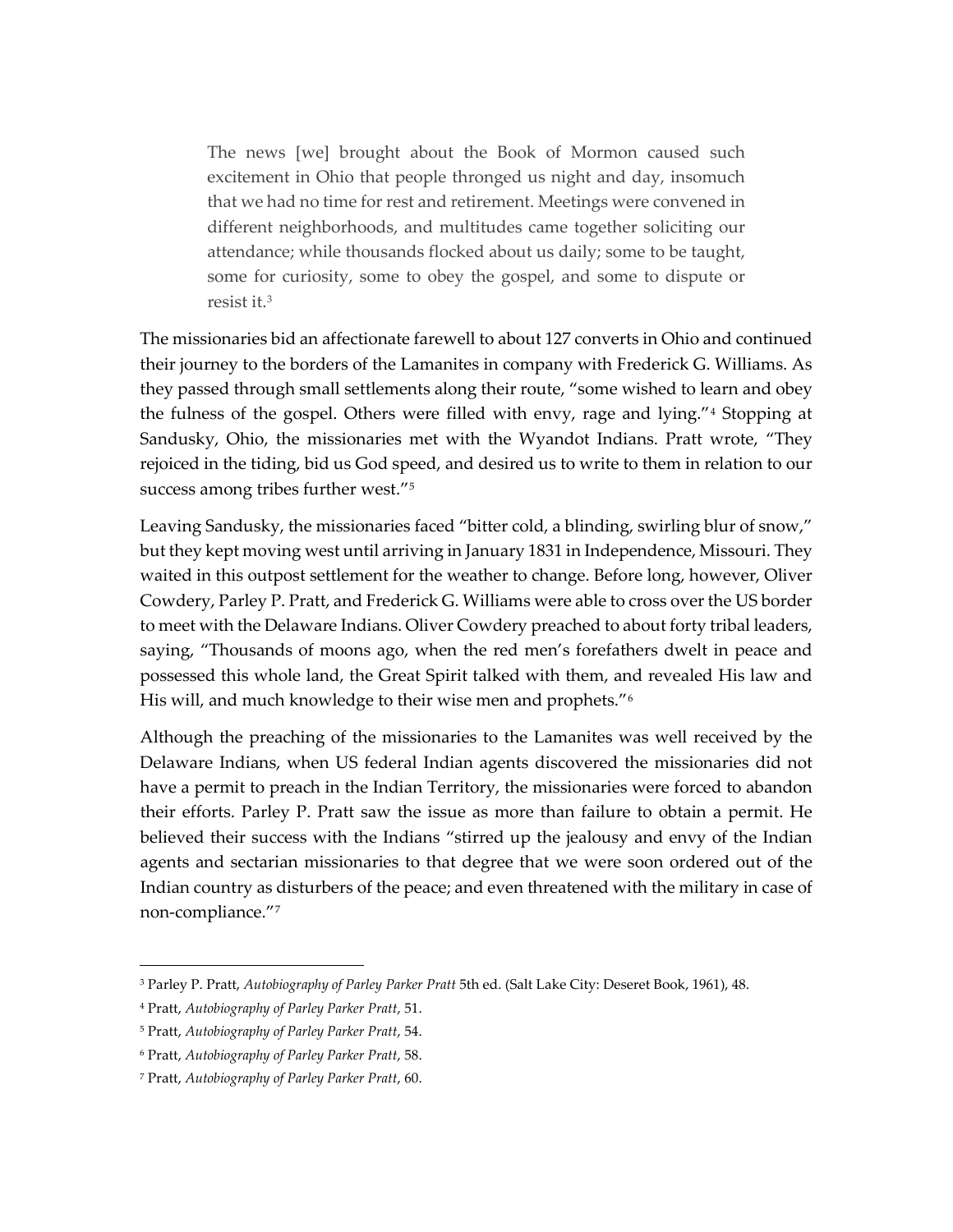> The news [we] brought about the Book of Mormon caused such excitement in Ohio that people thronged us night and day, insomuch that we had no time for rest and retirement. Meetings were convened in different neighborhoods, and multitudes came together soliciting our attendance; while thousands flocked about us daily; some to be taught, some for curiosity, some to obey the gospel, and some to dispute or resist it.[3]

The missionaries bid an affectionate farewell to about 127 converts in Ohio and continued their journey to the borders of the Lamanites in company with Frederick G. Williams. As they passed through small settlements along their route, "some wished to learn and obey the fulness of the gospel. Others were filled with envy, rage and lying."[4] Stopping at Sandusky, Ohio, the missionaries met with the Wyandot Indians. Pratt wrote, "They rejoiced in the tiding, bid us God speed, and desired us to write to them in relation to our success among tribes further west."[5]

Leaving Sandusky, the missionaries faced "bitter cold, a blinding, swirling blur of snow," but they kept moving west until arriving in January 1831 in Independence, Missouri. They waited in this outpost settlement for the weather to change. Before long, however, Oliver Cowdery, Parley P. Pratt, and Frederick G. Williams were able to cross over the US border to meet with the Delaware Indians. Oliver Cowdery preached to about forty tribal leaders, saying, "Thousands of moons ago, when the red men's forefathers dwelt in peace and possessed this whole land, the Great Spirit talked with them, and revealed His law and His will, and much knowledge to their wise men and prophets."[6]

Although the preaching of the missionaries to the Lamanites was well received by the Delaware Indians, when US federal Indian agents discovered the missionaries did not have a permit to preach in the Indian Territory, the missionaries were forced to abandon their efforts. Parley P. Pratt saw the issue as more than failure to obtain a permit. He believed their success with the Indians "stirred up the jealousy and envy of the Indian agents and sectarian missionaries to that degree that we were soon ordered out of the Indian country as disturbers of the peace; and even threatened with the military in case of non-compliance."[7]

---

[3] Parley P. Pratt, *Autobiography of Parley Parker Pratt* 5th ed. (Salt Lake City: Deseret Book, 1961), 48.

[4] Pratt, *Autobiography of Parley Parker Pratt*, 51.

[5] Pratt, *Autobiography of Parley Parker Pratt*, 54.

[6] Pratt, *Autobiography of Parley Parker Pratt*, 58.

[7] Pratt, *Autobiography of Parley Parker Pratt*, 60.